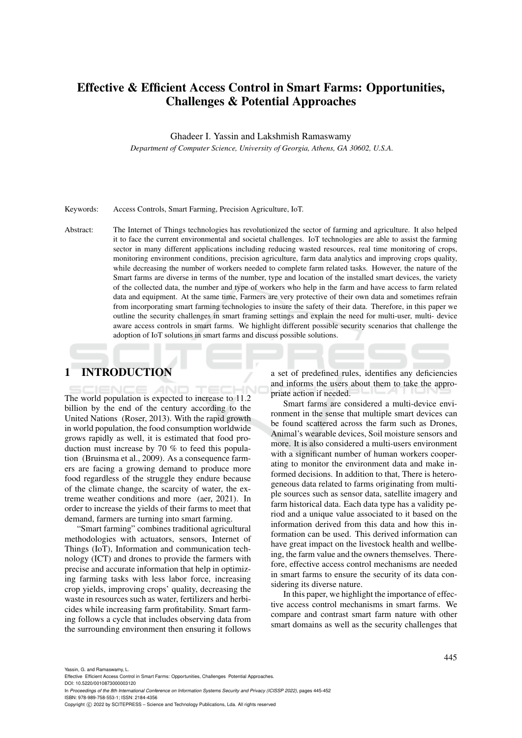# Effective & Efficient Access Control in Smart Farms: Opportunities, Challenges & Potential Approaches

Ghadeer I. Yassin and Lakshmish Ramaswamy

*Department of Computer Science, University of Georgia, Athens, GA 30602, U.S.A.*

Keywords: Access Controls, Smart Farming, Precision Agriculture, IoT.

Abstract: The Internet of Things technologies has revolutionized the sector of farming and agriculture. It also helped it to face the current environmental and societal challenges. IoT technologies are able to assist the farming sector in many different applications including reducing wasted resources, real time monitoring of crops, monitoring environment conditions, precision agriculture, farm data analytics and improving crops quality, while decreasing the number of workers needed to complete farm related tasks. However, the nature of the Smart farms are diverse in terms of the number, type and location of the installed smart devices, the variety of the collected data, the number and type of workers who help in the farm and have access to farm related data and equipment. At the same time, Farmers are very protective of their own data and sometimes refrain from incorporating smart farming technologies to insure the safety of their data. Therefore, in this paper we outline the security challenges in smart framing settings and explain the need for multi-user, multi- device aware access controls in smart farms. We highlight different possible security scenarios that challenge the adoption of IoT solutions in smart farms and discuss possible solutions.

## 1 INTRODUCTION

The world population is expected to increase to 11.2 billion by the end of the century according to the United Nations (Roser, 2013). With the rapid growth in world population, the food consumption worldwide grows rapidly as well, it is estimated that food production must increase by 70 % to feed this population (Bruinsma et al., 2009). As a consequence farmers are facing a growing demand to produce more food regardless of the struggle they endure because of the climate change, the scarcity of water, the extreme weather conditions and more (aer, 2021). In order to increase the yields of their farms to meet that demand, farmers are turning into smart farming.

"Smart farming" combines traditional agricultural methodologies with actuators, sensors, Internet of Things (IoT), Information and communication technology (ICT) and drones to provide the farmers with precise and accurate information that help in optimizing farming tasks with less labor force, increasing crop yields, improving crops' quality, decreasing the waste in resources such as water, fertilizers and herbicides while increasing farm profitability. Smart farming follows a cycle that includes observing data from the surrounding environment then ensuring it follows a set of predefined rules, identifies any deficiencies and informs the users about them to take the appropriate action if needed.

Smart farms are considered a multi-device environment in the sense that multiple smart devices can be found scattered across the farm such as Drones, Animal's wearable devices, Soil moisture sensors and more. It is also considered a multi-users environment with a significant number of human workers cooperating to monitor the environment data and make informed decisions. In addition to that, There is heterogeneous data related to farms originating from multiple sources such as sensor data, satellite imagery and farm historical data. Each data type has a validity period and a unique value associated to it based on the information derived from this data and how this information can be used. This derived information can have great impact on the livestock health and wellbeing, the farm value and the owners themselves. Therefore, effective access control mechanisms are needed in smart farms to ensure the security of its data considering its diverse nature.

In this paper, we highlight the importance of effective access control mechanisms in smart farms. We compare and contrast smart farm nature with other smart domains as well as the security challenges that

Yassin, G. and Ramaswamy, L.
Effective Efficient Access Control in Smart Farms: Opportunities, Challenges Potential Approaches.
DOI: 10.5220/0010873000003120
In *Proceedings of the 8th International Conference on Information Systems Security and Privacy (ICISSP 2022)*, pages 445-452
ISBN: 978-989-758-553-1; ISSN: 2184-4356
Copyright © 2022 by SCITEPRESS – Science and Technology Publications, Lda. All rights reserved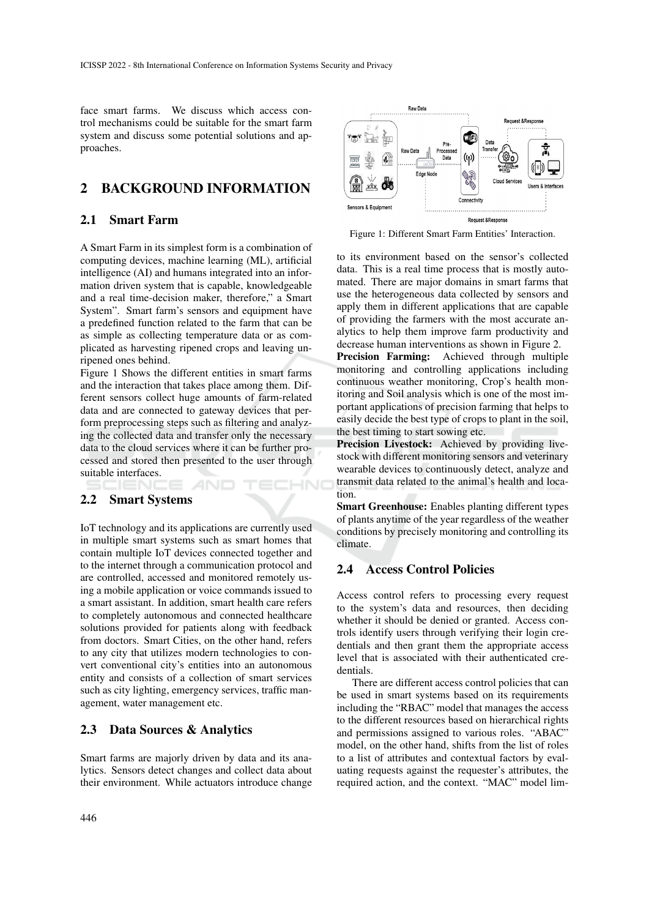face smart farms. We discuss which access control mechanisms could be suitable for the smart farm system and discuss some potential solutions and approaches.

## 2 BACKGROUND INFORMATION

### 2.1 Smart Farm

A Smart Farm in its simplest form is a combination of computing devices, machine learning (ML), artificial intelligence (AI) and humans integrated into an information driven system that is capable, knowledgeable and a real time-decision maker, therefore," a Smart System". Smart farm's sensors and equipment have a predefined function related to the farm that can be as simple as collecting temperature data or as complicated as harvesting ripened crops and leaving unripened ones behind.

Figure 1 Shows the different entities in smart farms and the interaction that takes place among them. Different sensors collect huge amounts of farm-related data and are connected to gateway devices that perform preprocessing steps such as filtering and analyzing the collected data and transfer only the necessary data to the cloud services where it can be further processed and stored then presented to the user through suitable interfaces.

Figure 1: Different Smart Farm Entities' Interaction.

### 2.2 Smart Systems

IoT technology and its applications are currently used in multiple smart systems such as smart homes that contain multiple IoT devices connected together and to the internet through a communication protocol and are controlled, accessed and monitored remotely using a mobile application or voice commands issued to a smart assistant. In addition, smart health care refers to completely autonomous and connected healthcare solutions provided for patients along with feedback from doctors. Smart Cities, on the other hand, refers to any city that utilizes modern technologies to convert conventional city's entities into an autonomous entity and consists of a collection of smart services such as city lighting, emergency services, traffic management, water management etc.

### 2.3 Data Sources & Analytics

Smart farms are majorly driven by data and its analytics. Sensors detect changes and collect data about their environment. While actuators introduce change to its environment based on the sensor's collected data. This is a real time process that is mostly automated. There are major domains in smart farms that use the heterogeneous data collected by sensors and apply them in different applications that are capable of providing the farmers with the most accurate analytics to help them improve farm productivity and decrease human interventions as shown in Figure 2.

**Precision Farming:** Achieved through multiple monitoring and controlling applications including continuous weather monitoring, Crop's health monitoring and Soil analysis which is one of the most important applications of precision farming that helps to easily decide the best type of crops to plant in the soil, the best timing to start sowing etc.

**Precision Livestock:** Achieved by providing livestock with different monitoring sensors and veterinary wearable devices to continuously detect, analyze and transmit data related to the animal's health and location.

**Smart Greenhouse:** Enables planting different types of plants anytime of the year regardless of the weather conditions by precisely monitoring and controlling its climate.

### 2.4 Access Control Policies

Access control refers to processing every request to the system's data and resources, then deciding whether it should be denied or granted. Access controls identify users through verifying their login credentials and then grant them the appropriate access level that is associated with their authenticated credentials.

There are different access control policies that can be used in smart systems based on its requirements including the "RBAC" model that manages the access to the different resources based on hierarchical rights and permissions assigned to various roles. "ABAC" model, on the other hand, shifts from the list of roles to a list of attributes and contextual factors by evaluating requests against the requester's attributes, the required action, and the context. "MAC" model lim-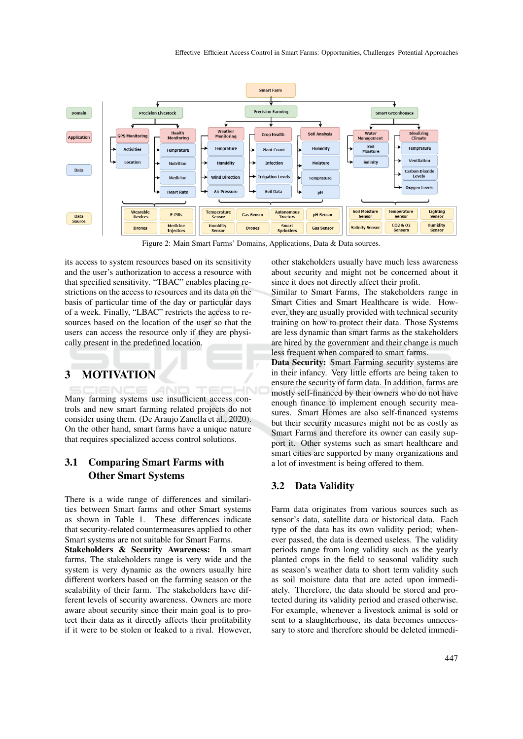Figure 2: Main Smart Farms' Domains, Applications, Data & Data sources.

its access to system resources based on its sensitivity and the user's authorization to access a resource with that specified sensitivity. "TBAC" enables placing restrictions on the access to resources and its data on the basis of particular time of the day or particular days of a week. Finally, "LBAC" restricts the access to resources based on the location of the user so that the users can access the resource only if they are physically present in the predefined location.

# 3 MOTIVATION

Many farming systems use insufficient access controls and new smart farming related projects do not consider using them. (De Araujo Zanella et al., 2020). On the other hand, smart farms have a unique nature that requires specialized access control solutions.

## 3.1 Comparing Smart Farms with Other Smart Systems

There is a wide range of differences and similarities between Smart farms and other Smart systems as shown in Table 1. These differences indicate that security-related countermeasures applied to other Smart systems are not suitable for Smart Farms.

**Stakeholders & Security Awareness:** In smart farms, The stakeholders range is very wide and the system is very dynamic as the owners usually hire different workers based on the farming season or the scalability of their farm. The stakeholders have different levels of security awareness. Owners are more aware about security since their main goal is to protect their data as it directly affects their profitability if it were to be stolen or leaked to a rival. However, other stakeholders usually have much less awareness about security and might not be concerned about it since it does not directly affect their profit.

Similar to Smart Farms, The stakeholders range in Smart Cities and Smart Healthcare is wide. However, they are usually provided with technical security training on how to protect their data. Those Systems are less dynamic than smart farms as the stakeholders are hired by the government and their change is much less frequent when compared to smart farms.

**Data Security:** Smart Farming security systems are in their infancy. Very little efforts are being taken to ensure the security of farm data. In addition, farms are mostly self-financed by their owners who do not have enough finance to implement enough security measures. Smart Homes are also self-financed systems but their security measures might not be as costly as Smart Farms and therefore its owner can easily support it. Other systems such as smart healthcare and smart cities are supported by many organizations and a lot of investment is being offered to them.

## 3.2 Data Validity

Farm data originates from various sources such as sensor's data, satellite data or historical data. Each type of the data has its own validity period; whenever passed, the data is deemed useless. The validity periods range from long validity such as the yearly planted crops in the field to seasonal validity such as season's weather data to short term validity such as soil moisture data that are acted upon immediately. Therefore, the data should be stored and protected during its validity period and erased otherwise. For example, whenever a livestock animal is sold or sent to a slaughterhouse, its data becomes unnecessary to store and therefore should be deleted immedi-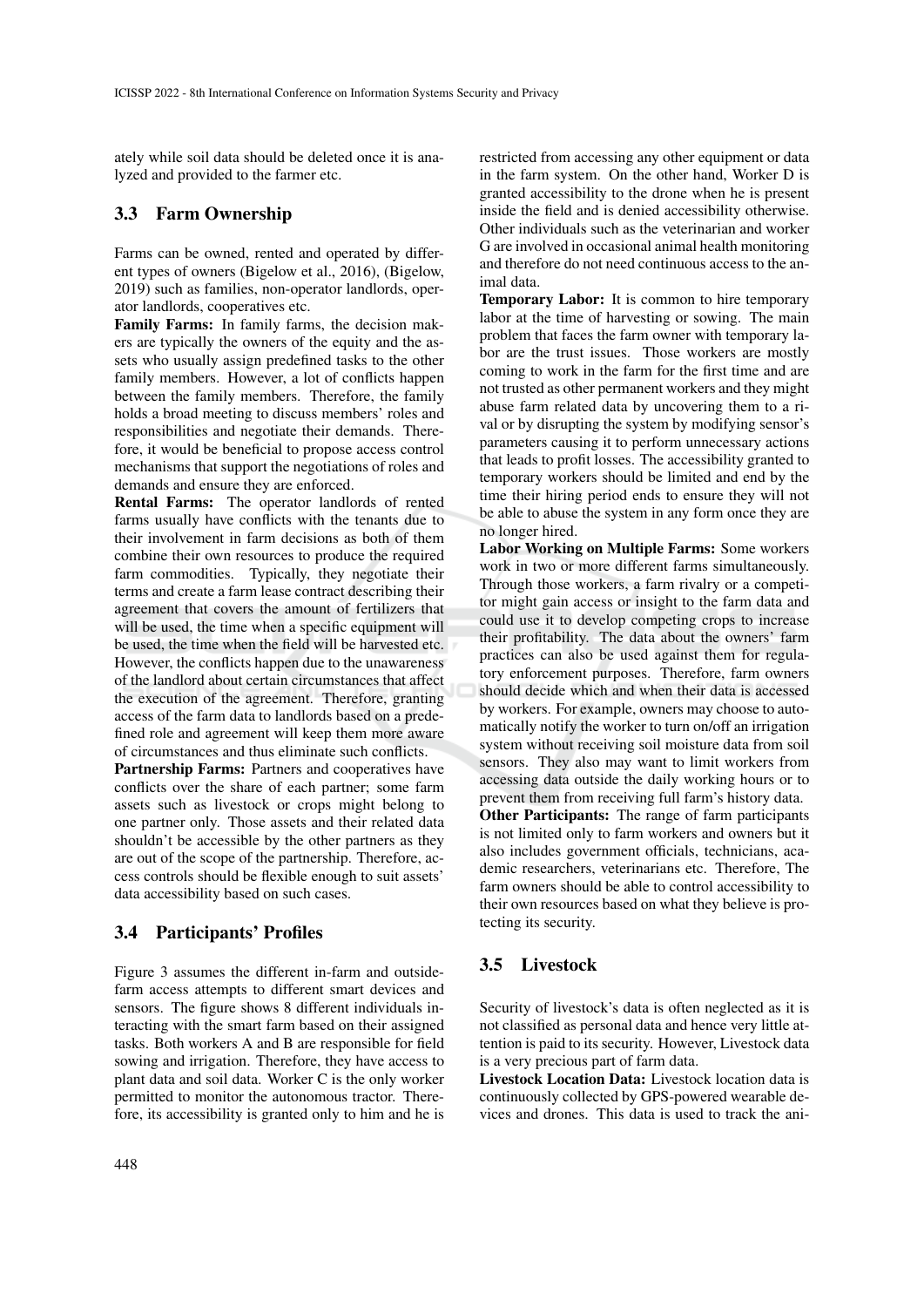ately while soil data should be deleted once it is analyzed and provided to the farmer etc.

### 3.3 Farm Ownership

Farms can be owned, rented and operated by different types of owners (Bigelow et al., 2016), (Bigelow, 2019) such as families, non-operator landlords, operator landlords, cooperatives etc.

**Family Farms:** In family farms, the decision makers are typically the owners of the equity and the assets who usually assign predefined tasks to the other family members. However, a lot of conflicts happen between the family members. Therefore, the family holds a broad meeting to discuss members' roles and responsibilities and negotiate their demands. Therefore, it would be beneficial to propose access control mechanisms that support the negotiations of roles and demands and ensure they are enforced.

**Rental Farms:** The operator landlords of rented farms usually have conflicts with the tenants due to their involvement in farm decisions as both of them combine their own resources to produce the required farm commodities. Typically, they negotiate their terms and create a farm lease contract describing their agreement that covers the amount of fertilizers that will be used, the time when a specific equipment will be used, the time when the field will be harvested etc. However, the conflicts happen due to the unawareness of the landlord about certain circumstances that affect the execution of the agreement. Therefore, granting access of the farm data to landlords based on a predefined role and agreement will keep them more aware of circumstances and thus eliminate such conflicts.

**Partnership Farms:** Partners and cooperatives have conflicts over the share of each partner; some farm assets such as livestock or crops might belong to one partner only. Those assets and their related data shouldn't be accessible by the other partners as they are out of the scope of the partnership. Therefore, access controls should be flexible enough to suit assets' data accessibility based on such cases.

### 3.4 Participants' Profiles

Figure 3 assumes the different in-farm and outside-farm access attempts to different smart devices and sensors. The figure shows 8 different individuals interacting with the smart farm based on their assigned tasks. Both workers A and B are responsible for field sowing and irrigation. Therefore, they have access to plant data and soil data. Worker C is the only worker permitted to monitor the autonomous tractor. Therefore, its accessibility is granted only to him and he is restricted from accessing any other equipment or data in the farm system. On the other hand, Worker D is granted accessibility to the drone when he is present inside the field and is denied accessibility otherwise. Other individuals such as the veterinarian and worker G are involved in occasional animal health monitoring and therefore do not need continuous access to the animal data.

**Temporary Labor:** It is common to hire temporary labor at the time of harvesting or sowing. The main problem that faces the farm owner with temporary labor are the trust issues. Those workers are mostly coming to work in the farm for the first time and are not trusted as other permanent workers and they might abuse farm related data by uncovering them to a rival or by disrupting the system by modifying sensor's parameters causing it to perform unnecessary actions that leads to profit losses. The accessibility granted to temporary workers should be limited and end by the time their hiring period ends to ensure they will not be able to abuse the system in any form once they are no longer hired.

**Labor Working on Multiple Farms:** Some workers work in two or more different farms simultaneously. Through those workers, a farm rivalry or a competitor might gain access or insight to the farm data and could use it to develop competing crops to increase their profitability. The data about the owners' farm practices can also be used against them for regulatory enforcement purposes. Therefore, farm owners should decide which and when their data is accessed by workers. For example, owners may choose to automatically notify the worker to turn on/off an irrigation system without receiving soil moisture data from soil sensors. They also may want to limit workers from accessing data outside the daily working hours or to prevent them from receiving full farm's history data.

**Other Participants:** The range of farm participants is not limited only to farm workers and owners but it also includes government officials, technicians, academic researchers, veterinarians etc. Therefore, The farm owners should be able to control accessibility to their own resources based on what they believe is protecting its security.

### 3.5 Livestock

Security of livestock's data is often neglected as it is not classified as personal data and hence very little attention is paid to its security. However, Livestock data is a very precious part of farm data.

**Livestock Location Data:** Livestock location data is continuously collected by GPS-powered wearable devices and drones. This data is used to track the ani-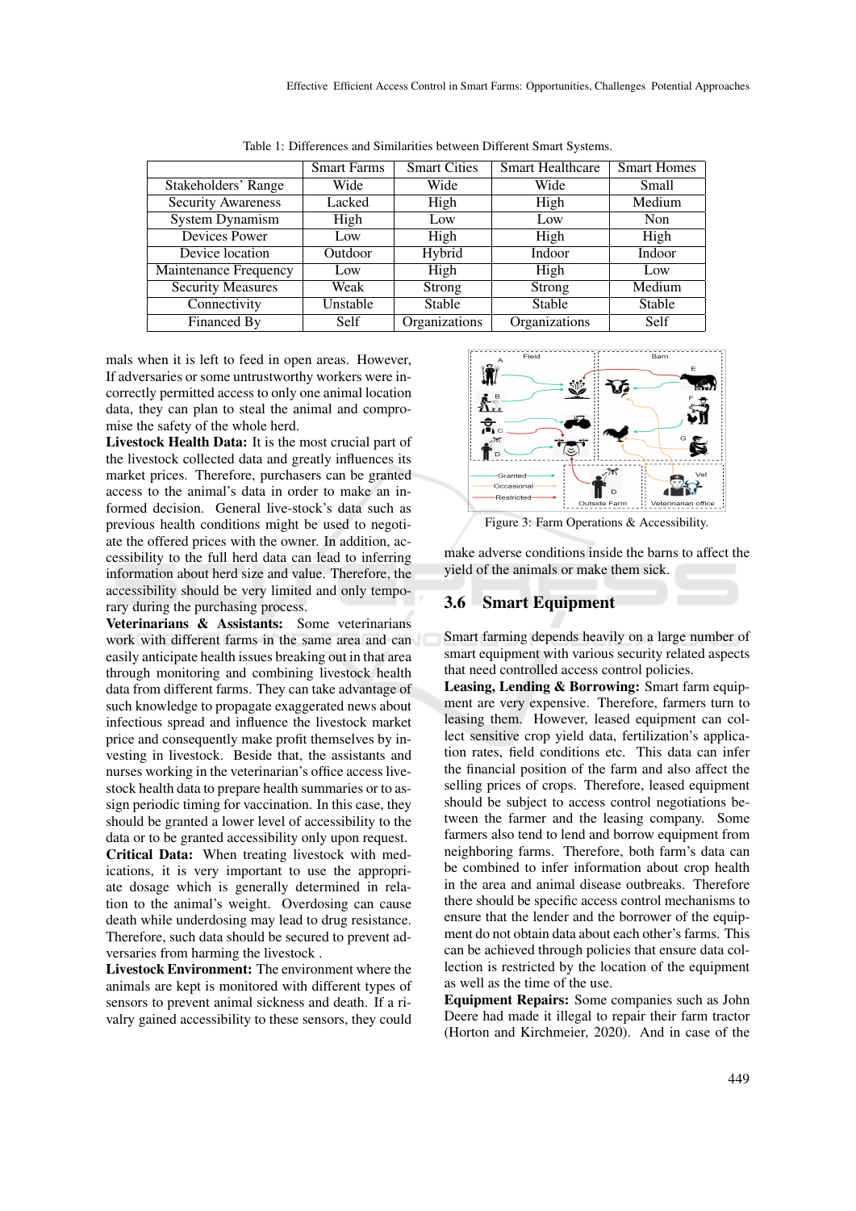Table 1: Differences and Similarities between Different Smart Systems.

| | Smart Farms | Smart Cities | Smart Healthcare | Smart Homes |
|---|---|---|---|---|
| Stakeholders' Range | Wide | Wide | Wide | Small |
| Security Awareness | Lacked | High | High | Medium |
| System Dynamism | High | Low | Low | Non |
| Devices Power | Low | High | High | High |
| Device location | Outdoor | Hybrid | Indoor | Indoor |
| Maintenance Frequency | Low | High | High | Low |
| Security Measures | Weak | Strong | Strong | Medium |
| Connectivity | Unstable | Stable | Stable | Stable |
| Financed By | Self | Organizations | Organizations | Self |

mals when it is left to feed in open areas. However, If adversaries or some untrustworthy workers were incorrectly permitted access to only one animal location data, they can plan to steal the animal and compromise the safety of the whole herd.

**Livestock Health Data:** It is the most crucial part of the livestock collected data and greatly influences its market prices. Therefore, purchasers can be granted access to the animal's data in order to make an informed decision. General live-stock's data such as previous health conditions might be used to negotiate the offered prices with the owner. In addition, accessibility to the full herd data can lead to inferring information about herd size and value. Therefore, the accessibility should be very limited and only temporary during the purchasing process.

**Veterinarians & Assistants:** Some veterinarians work with different farms in the same area and can easily anticipate health issues breaking out in that area through monitoring and combining livestock health data from different farms. They can take advantage of such knowledge to propagate exaggerated news about infectious spread and influence the livestock market price and consequently make profit themselves by investing in livestock. Beside that, the assistants and nurses working in the veterinarian's office access livestock health data to prepare health summaries or to assign periodic timing for vaccination. In this case, they should be granted a lower level of accessibility to the data or to be granted accessibility only upon request.

**Critical Data:** When treating livestock with medications, it is very important to use the appropriate dosage which is generally determined in relation to the animal's weight. Overdosing can cause death while underdosing may lead to drug resistance. Therefore, such data should be secured to prevent adversaries from harming the livestock .

**Livestock Environment:** The environment where the animals are kept is monitored with different types of sensors to prevent animal sickness and death. If a rivalry gained accessibility to these sensors, they could make adverse conditions inside the barns to affect the yield of the animals or make them sick.

Figure 3: Farm Operations & Accessibility.

## 3.6 Smart Equipment

Smart farming depends heavily on a large number of smart equipment with various security related aspects that need controlled access control policies.

**Leasing, Lending & Borrowing:** Smart farm equipment are very expensive. Therefore, farmers turn to leasing them. However, leased equipment can collect sensitive crop yield data, fertilization's application rates, field conditions etc. This data can infer the financial position of the farm and also affect the selling prices of crops. Therefore, leased equipment should be subject to access control negotiations between the farmer and the leasing company. Some farmers also tend to lend and borrow equipment from neighboring farms. Therefore, both farm's data can be combined to infer information about crop health in the area and animal disease outbreaks. Therefore there should be specific access control mechanisms to ensure that the lender and the borrower of the equipment do not obtain data about each other's farms. This can be achieved through policies that ensure data collection is restricted by the location of the equipment as well as the time of the use.

**Equipment Repairs:** Some companies such as John Deere had made it illegal to repair their farm tractor (Horton and Kirchmeier, 2020). And in case of the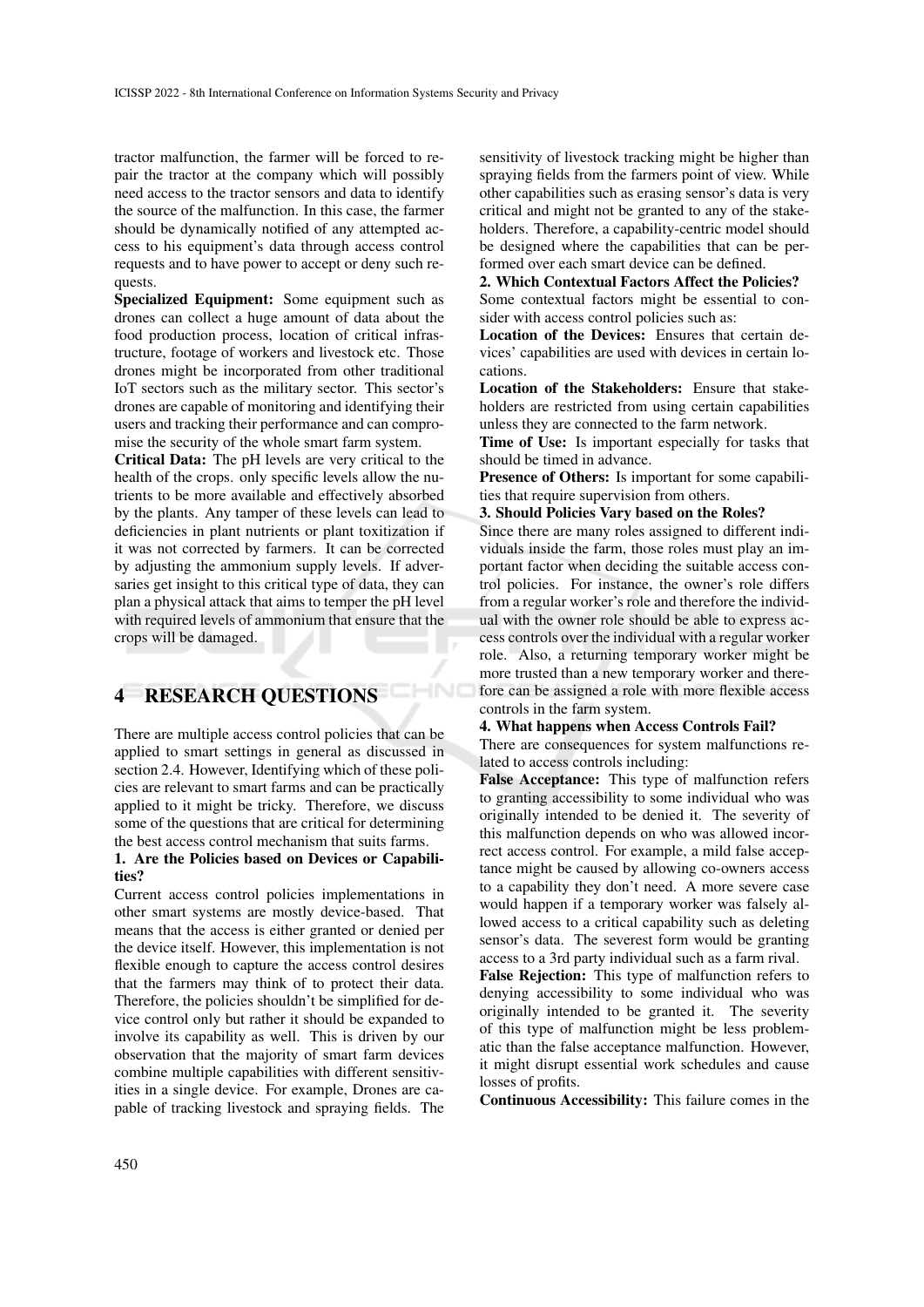tractor malfunction, the farmer will be forced to repair the tractor at the company which will possibly need access to the tractor sensors and data to identify the source of the malfunction. In this case, the farmer should be dynamically notified of any attempted access to his equipment's data through access control requests and to have power to accept or deny such requests.

**Specialized Equipment:** Some equipment such as drones can collect a huge amount of data about the food production process, location of critical infrastructure, footage of workers and livestock etc. Those drones might be incorporated from other traditional IoT sectors such as the military sector. This sector's drones are capable of monitoring and identifying their users and tracking their performance and can compromise the security of the whole smart farm system.

**Critical Data:** The pH levels are very critical to the health of the crops. only specific levels allow the nutrients to be more available and effectively absorbed by the plants. Any tamper of these levels can lead to deficiencies in plant nutrients or plant toxitization if it was not corrected by farmers. It can be corrected by adjusting the ammonium supply levels. If adversaries get insight to this critical type of data, they can plan a physical attack that aims to temper the pH level with required levels of ammonium that ensure that the crops will be damaged.

# 4 RESEARCH QUESTIONS

There are multiple access control policies that can be applied to smart settings in general as discussed in section 2.4. However, Identifying which of these policies are relevant to smart farms and can be practically applied to it might be tricky. Therefore, we discuss some of the questions that are critical for determining the best access control mechanism that suits farms.

**1. Are the Policies based on Devices or Capabilities?**

Current access control policies implementations in other smart systems are mostly device-based. That means that the access is either granted or denied per the device itself. However, this implementation is not flexible enough to capture the access control desires that the farmers may think of to protect their data. Therefore, the policies shouldn't be simplified for device control only but rather it should be expanded to involve its capability as well. This is driven by our observation that the majority of smart farm devices combine multiple capabilities with different sensitivities in a single device. For example, Drones are capable of tracking livestock and spraying fields. The sensitivity of livestock tracking might be higher than spraying fields from the farmers point of view. While other capabilities such as erasing sensor's data is very critical and might not be granted to any of the stakeholders. Therefore, a capability-centric model should be designed where the capabilities that can be performed over each smart device can be defined.

**2. Which Contextual Factors Affect the Policies?**

Some contextual factors might be essential to consider with access control policies such as:

**Location of the Devices:** Ensures that certain devices' capabilities are used with devices in certain locations.

**Location of the Stakeholders:** Ensure that stakeholders are restricted from using certain capabilities unless they are connected to the farm network.

**Time of Use:** Is important especially for tasks that should be timed in advance.

**Presence of Others:** Is important for some capabilities that require supervision from others.

**3. Should Policies Vary based on the Roles?**

Since there are many roles assigned to different individuals inside the farm, those roles must play an important factor when deciding the suitable access control policies. For instance, the owner's role differs from a regular worker's role and therefore the individual with the owner role should be able to express access controls over the individual with a regular worker role. Also, a returning temporary worker might be more trusted than a new temporary worker and therefore can be assigned a role with more flexible access controls in the farm system.

**4. What happens when Access Controls Fail?**

There are consequences for system malfunctions related to access controls including:

**False Acceptance:** This type of malfunction refers to granting accessibility to some individual who was originally intended to be denied it. The severity of this malfunction depends on who was allowed incorrect access control. For example, a mild false acceptance might be caused by allowing co-owners access to a capability they don't need. A more severe case would happen if a temporary worker was falsely allowed access to a critical capability such as deleting sensor's data. The severest form would be granting access to a 3rd party individual such as a farm rival.

**False Rejection:** This type of malfunction refers to denying accessibility to some individual who was originally intended to be granted it. The severity of this type of malfunction might be less problematic than the false acceptance malfunction. However, it might disrupt essential work schedules and cause losses of profits.

**Continuous Accessibility:** This failure comes in the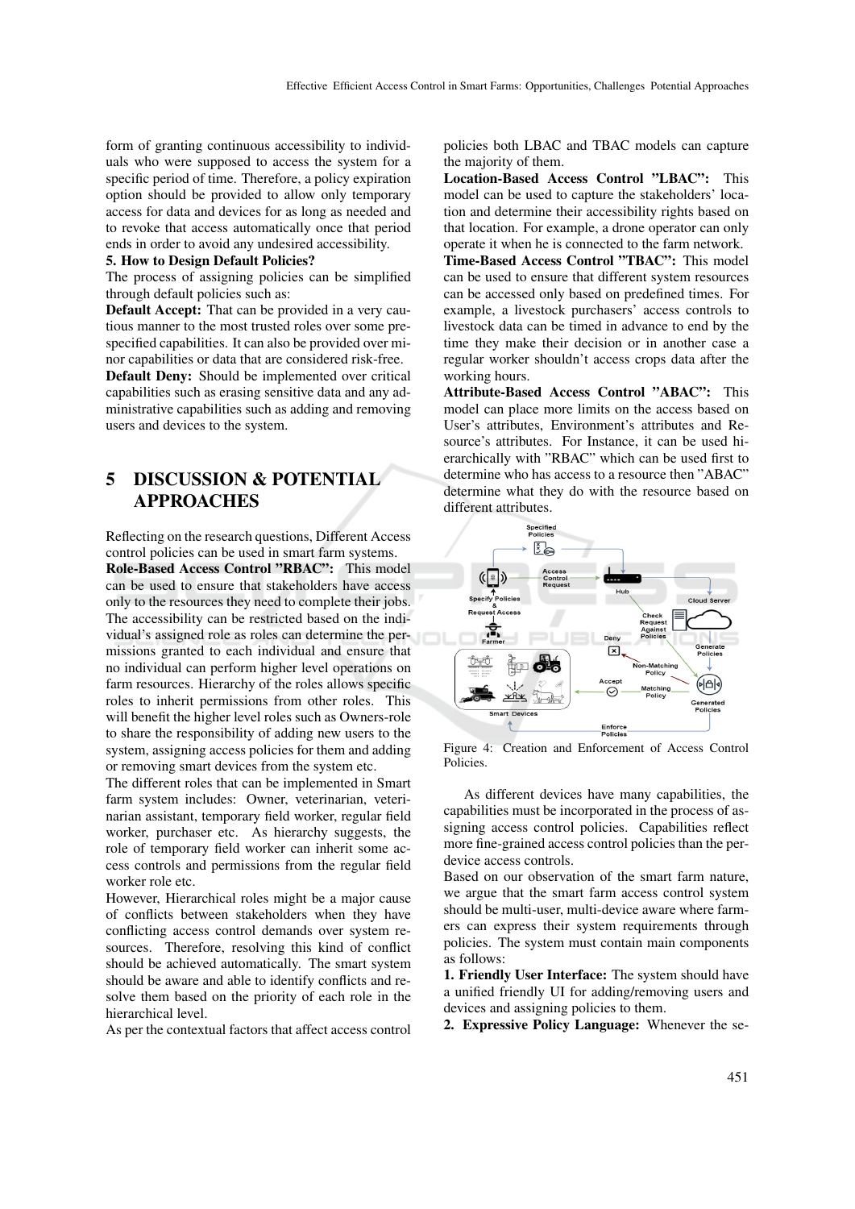form of granting continuous accessibility to individuals who were supposed to access the system for a specific period of time. Therefore, a policy expiration option should be provided to allow only temporary access for data and devices for as long as needed and to revoke that access automatically once that period ends in order to avoid any undesired accessibility.

**5. How to Design Default Policies?**

The process of assigning policies can be simplified through default policies such as:

**Default Accept:** That can be provided in a very cautious manner to the most trusted roles over some prespecified capabilities. It can also be provided over minor capabilities or data that are considered risk-free.

**Default Deny:** Should be implemented over critical capabilities such as erasing sensitive data and any administrative capabilities such as adding and removing users and devices to the system.

# 5 DISCUSSION & POTENTIAL APPROACHES

Reflecting on the research questions, Different Access control policies can be used in smart farm systems.

**Role-Based Access Control "RBAC":** This model can be used to ensure that stakeholders have access only to the resources they need to complete their jobs. The accessibility can be restricted based on the individual's assigned role as roles can determine the permissions granted to each individual and ensure that no individual can perform higher level operations on farm resources. Hierarchy of the roles allows specific roles to inherit permissions from other roles. This will benefit the higher level roles such as Owners-role to share the responsibility of adding new users to the system, assigning access policies for them and adding or removing smart devices from the system etc.

The different roles that can be implemented in Smart farm system includes: Owner, veterinarian, veterinarian assistant, temporary field worker, regular field worker, purchaser etc. As hierarchy suggests, the role of temporary field worker can inherit some access controls and permissions from the regular field worker role etc.

However, Hierarchical roles might be a major cause of conflicts between stakeholders when they have conflicting access control demands over system resources. Therefore, resolving this kind of conflict should be achieved automatically. The smart system should be aware and able to identify conflicts and resolve them based on the priority of each role in the hierarchical level.

As per the contextual factors that affect access control policies both LBAC and TBAC models can capture the majority of them.

**Location-Based Access Control "LBAC":** This model can be used to capture the stakeholders' location and determine their accessibility rights based on that location. For example, a drone operator can only operate it when he is connected to the farm network.

**Time-Based Access Control "TBAC":** This model can be used to ensure that different system resources can be accessed only based on predefined times. For example, a livestock purchasers' access controls to livestock data can be timed in advance to end by the time they make their decision or in another case a regular worker shouldn't access crops data after the working hours.

**Attribute-Based Access Control "ABAC":** This model can place more limits on the access based on User's attributes, Environment's attributes and Resource's attributes. For Instance, it can be used hierarchically with "RBAC" which can be used first to determine who has access to a resource then "ABAC" determine what they do with the resource based on different attributes.

Figure 4: Creation and Enforcement of Access Control Policies.

As different devices have many capabilities, the capabilities must be incorporated in the process of assigning access control policies. Capabilities reflect more fine-grained access control policies than the per-device access controls.

Based on our observation of the smart farm nature, we argue that the smart farm access control system should be multi-user, multi-device aware where farmers can express their system requirements through policies. The system must contain main components as follows:

**1. Friendly User Interface:** The system should have a unified friendly UI for adding/removing users and devices and assigning policies to them.

**2. Expressive Policy Language:** Whenever the se-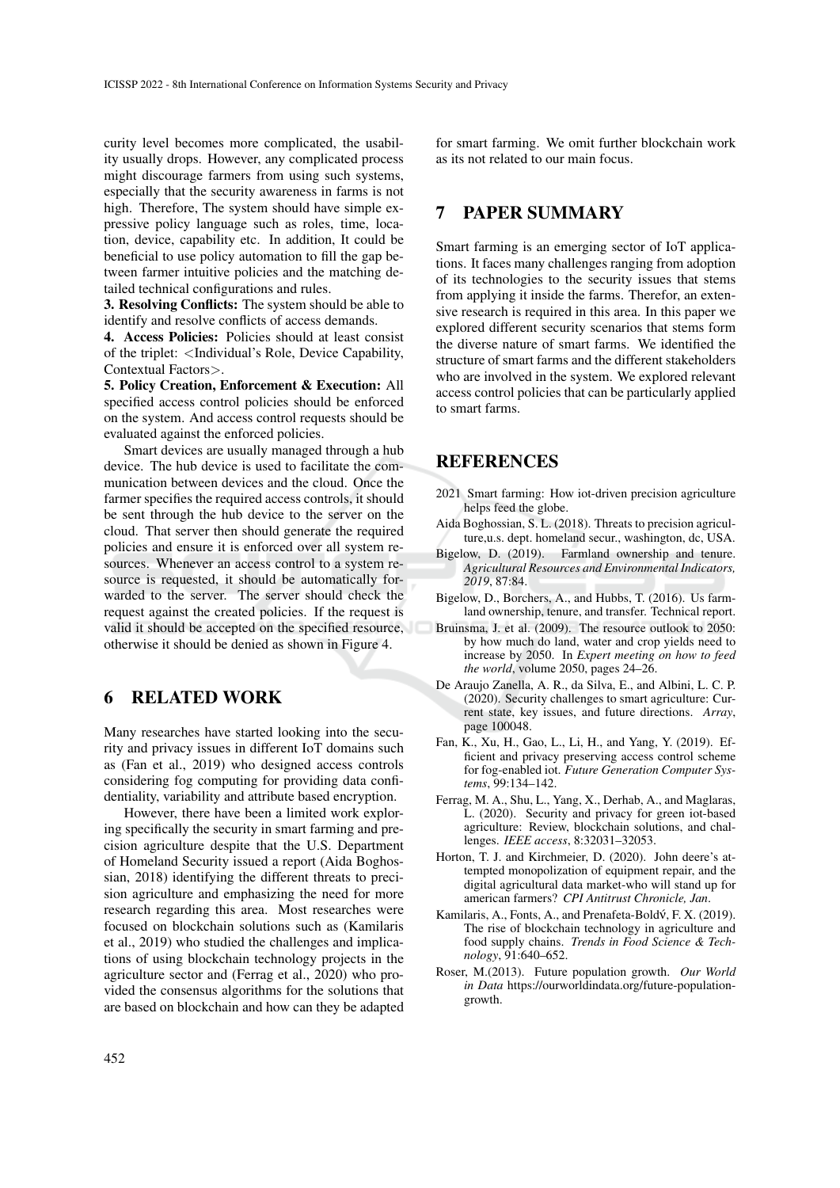curity level becomes more complicated, the usability usually drops. However, any complicated process might discourage farmers from using such systems, especially that the security awareness in farms is not high. Therefore, The system should have simple expressive policy language such as roles, time, location, device, capability etc. In addition, It could be beneficial to use policy automation to fill the gap between farmer intuitive policies and the matching detailed technical configurations and rules.

**3. Resolving Conflicts:** The system should be able to identify and resolve conflicts of access demands.

**4. Access Policies:** Policies should at least consist of the triplet: <Individual's Role, Device Capability, Contextual Factors>.

**5. Policy Creation, Enforcement & Execution:** All specified access control policies should be enforced on the system. And access control requests should be evaluated against the enforced policies.

Smart devices are usually managed through a hub device. The hub device is used to facilitate the communication between devices and the cloud. Once the farmer specifies the required access controls, it should be sent through the hub device to the server on the cloud. That server then should generate the required policies and ensure it is enforced over all system resources. Whenever an access control to a system resource is requested, it should be automatically forwarded to the server. The server should check the request against the created policies. If the request is valid it should be accepted on the specified resource, otherwise it should be denied as shown in Figure 4.

## 6 RELATED WORK

Many researches have started looking into the security and privacy issues in different IoT domains such as (Fan et al., 2019) who designed access controls considering fog computing for providing data confidentiality, variability and attribute based encryption.

However, there have been a limited work exploring specifically the security in smart farming and precision agriculture despite that the U.S. Department of Homeland Security issued a report (Aida Boghossian, 2018) identifying the different threats to precision agriculture and emphasizing the need for more research regarding this area. Most researches were focused on blockchain solutions such as (Kamilaris et al., 2019) who studied the challenges and implications of using blockchain technology projects in the agriculture sector and (Ferrag et al., 2020) who provided the consensus algorithms for the solutions that are based on blockchain and how can they be adapted for smart farming. We omit further blockchain work as its not related to our main focus.

## 7 PAPER SUMMARY

Smart farming is an emerging sector of IoT applications. It faces many challenges ranging from adoption of its technologies to the security issues that stems from applying it inside the farms. Therefor, an extensive research is required in this area. In this paper we explored different security scenarios that stems form the diverse nature of smart farms. We identified the structure of smart farms and the different stakeholders who are involved in the system. We explored relevant access control policies that can be particularly applied to smart farms.

## REFERENCES

2021 Smart farming: How iot-driven precision agriculture helps feed the globe.

Aida Boghossian, S. L. (2018). Threats to precision agriculture,u.s. dept. homeland secur., washington, dc, USA.

Bigelow, D. (2019). Farmland ownership and tenure. *Agricultural Resources and Environmental Indicators, 2019*, 87:84.

Bigelow, D., Borchers, A., and Hubbs, T. (2016). Us farmland ownership, tenure, and transfer. Technical report.

Bruinsma, J. et al. (2009). The resource outlook to 2050: by how much do land, water and crop yields need to increase by 2050. In *Expert meeting on how to feed the world*, volume 2050, pages 24–26.

De Araujo Zanella, A. R., da Silva, E., and Albini, L. C. P. (2020). Security challenges to smart agriculture: Current state, key issues, and future directions. *Array*, page 100048.

Fan, K., Xu, H., Gao, L., Li, H., and Yang, Y. (2019). Efficient and privacy preserving access control scheme for fog-enabled iot. *Future Generation Computer Systems*, 99:134–142.

Ferrag, M. A., Shu, L., Yang, X., Derhab, A., and Maglaras, L. (2020). Security and privacy for green iot-based agriculture: Review, blockchain solutions, and challenges. *IEEE access*, 8:32031–32053.

Horton, T. J. and Kirchmeier, D. (2020). John deere's attempted monopolization of equipment repair, and the digital agricultural data market-who will stand up for american farmers? *CPI Antitrust Chronicle, Jan*.

Kamilaris, A., Fonts, A., and Prenafeta-Boldv́, F. X. (2019). The rise of blockchain technology in agriculture and food supply chains. *Trends in Food Science & Technology*, 91:640–652.

Roser, M.(2013). Future population growth. *Our World in Data* https://ourworldindata.org/future-population-growth.